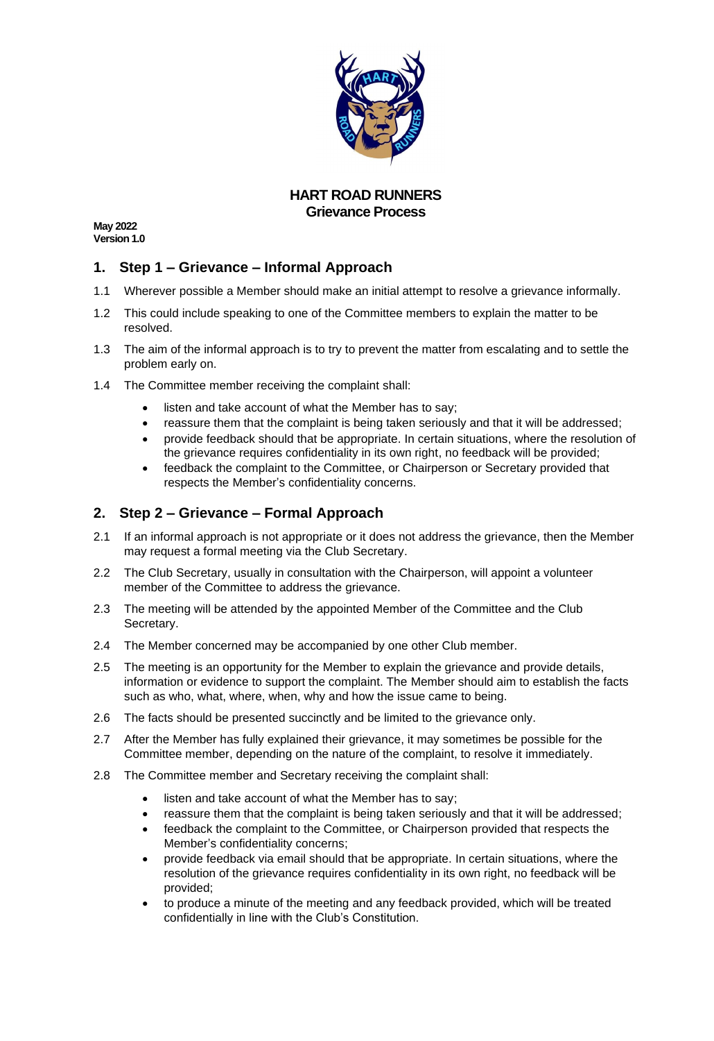# HART ROAD RUNNERS
# Grievance Process

**May 2022**
**Version 1.0**

## 1. Step 1 – Grievance – Informal Approach

1.1 Wherever possible a Member should make an initial attempt to resolve a grievance informally.

1.2 This could include speaking to one of the Committee members to explain the matter to be resolved.

1.3 The aim of the informal approach is to try to prevent the matter from escalating and to settle the problem early on.

1.4 The Committee member receiving the complaint shall:

- listen and take account of what the Member has to say;
- reassure them that the complaint is being taken seriously and that it will be addressed;
- provide feedback should that be appropriate. In certain situations, where the resolution of the grievance requires confidentiality in its own right, no feedback will be provided;
- feedback the complaint to the Committee, or Chairperson or Secretary provided that respects the Member's confidentiality concerns.

## 2. Step 2 – Grievance – Formal Approach

2.1 If an informal approach is not appropriate or it does not address the grievance, then the Member may request a formal meeting via the Club Secretary.

2.2 The Club Secretary, usually in consultation with the Chairperson, will appoint a volunteer member of the Committee to address the grievance.

2.3 The meeting will be attended by the appointed Member of the Committee and the Club Secretary.

2.4 The Member concerned may be accompanied by one other Club member.

2.5 The meeting is an opportunity for the Member to explain the grievance and provide details, information or evidence to support the complaint. The Member should aim to establish the facts such as who, what, where, when, why and how the issue came to being.

2.6 The facts should be presented succinctly and be limited to the grievance only.

2.7 After the Member has fully explained their grievance, it may sometimes be possible for the Committee member, depending on the nature of the complaint, to resolve it immediately.

2.8 The Committee member and Secretary receiving the complaint shall:

- listen and take account of what the Member has to say;
- reassure them that the complaint is being taken seriously and that it will be addressed;
- feedback the complaint to the Committee, or Chairperson provided that respects the Member's confidentiality concerns;
- provide feedback via email should that be appropriate. In certain situations, where the resolution of the grievance requires confidentiality in its own right, no feedback will be provided;
- to produce a minute of the meeting and any feedback provided, which will be treated confidentially in line with the Club's Constitution.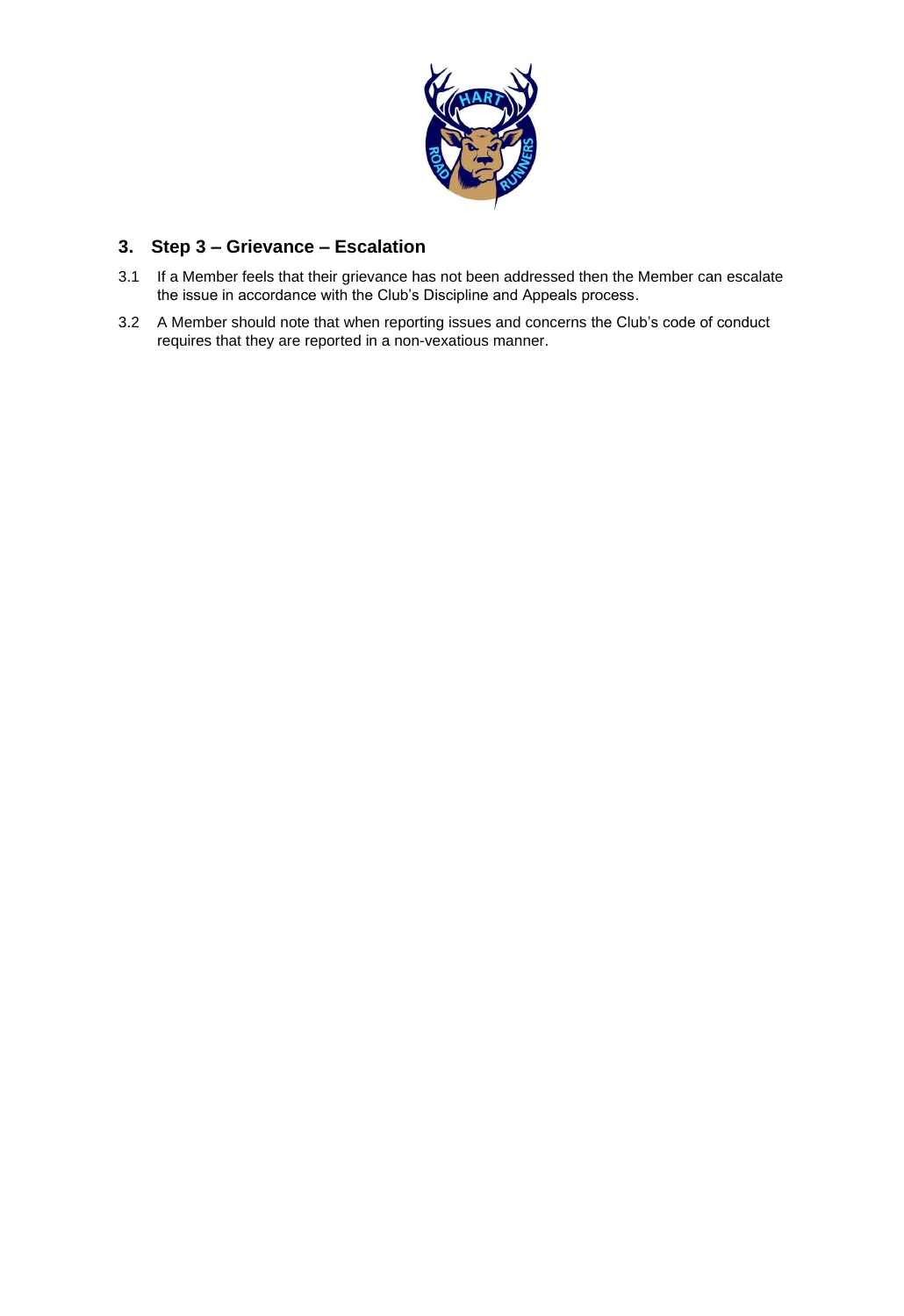## 3. Step 3 – Grievance – Escalation

3.1 If a Member feels that their grievance has not been addressed then the Member can escalate the issue in accordance with the Club's Discipline and Appeals process.

3.2 A Member should note that when reporting issues and concerns the Club's code of conduct requires that they are reported in a non-vexatious manner.